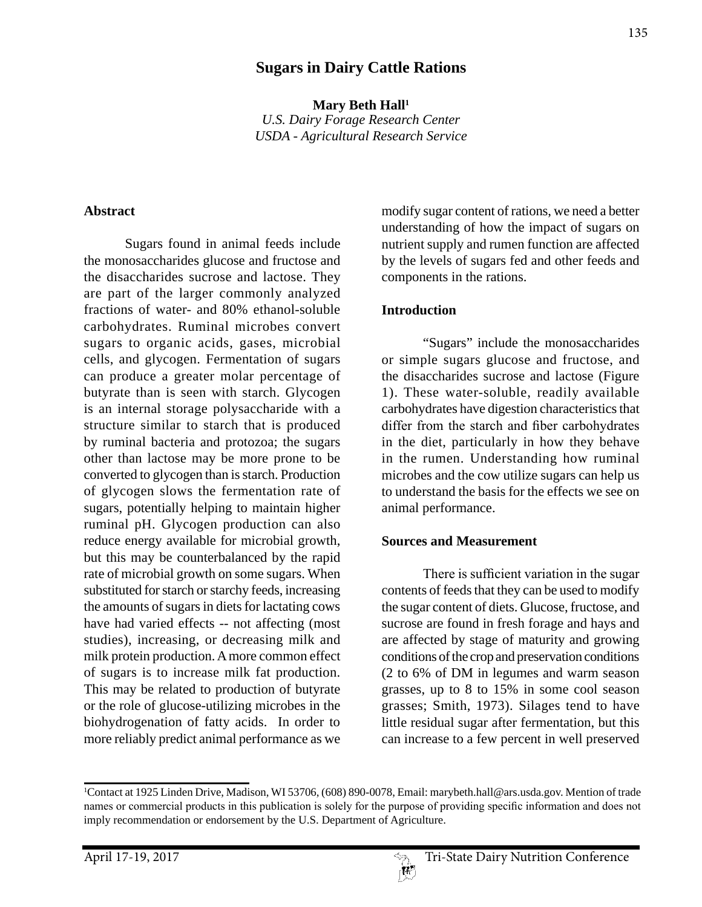# Sugars in Dairy Cattle Rations

**Mary Beth Hall**[1]
*U.S. Dairy Forage Research Center*
*USDA - Agricultural Research Service*

## Abstract

Sugars found in animal feeds include the monosaccharides glucose and fructose and the disaccharides sucrose and lactose. They are part of the larger commonly analyzed fractions of water- and 80% ethanol-soluble carbohydrates. Ruminal microbes convert sugars to organic acids, gases, microbial cells, and glycogen. Fermentation of sugars can produce a greater molar percentage of butyrate than is seen with starch. Glycogen is an internal storage polysaccharide with a structure similar to starch that is produced by ruminal bacteria and protozoa; the sugars other than lactose may be more prone to be converted to glycogen than is starch. Production of glycogen slows the fermentation rate of sugars, potentially helping to maintain higher ruminal pH. Glycogen production can also reduce energy available for microbial growth, but this may be counterbalanced by the rapid rate of microbial growth on some sugars. When substituted for starch or starchy feeds, increasing the amounts of sugars in diets for lactating cows have had varied effects -- not affecting (most studies), increasing, or decreasing milk and milk protein production. A more common effect of sugars is to increase milk fat production. This may be related to production of butyrate or the role of glucose-utilizing microbes in the biohydrogenation of fatty acids. In order to more reliably predict animal performance as we modify sugar content of rations, we need a better understanding of how the impact of sugars on nutrient supply and rumen function are affected by the levels of sugars fed and other feeds and components in the rations.

## Introduction

"Sugars" include the monosaccharides or simple sugars glucose and fructose, and the disaccharides sucrose and lactose (Figure 1). These water-soluble, readily available carbohydrates have digestion characteristics that differ from the starch and fiber carbohydrates in the diet, particularly in how they behave in the rumen. Understanding how ruminal microbes and the cow utilize sugars can help us to understand the basis for the effects we see on animal performance.

## Sources and Measurement

There is sufficient variation in the sugar contents of feeds that they can be used to modify the sugar content of diets. Glucose, fructose, and sucrose are found in fresh forage and hays and are affected by stage of maturity and growing conditions of the crop and preservation conditions (2 to 6% of DM in legumes and warm season grasses, up to 8 to 15% in some cool season grasses; Smith, 1973). Silages tend to have little residual sugar after fermentation, but this can increase to a few percent in well preserved

[1]Contact at 1925 Linden Drive, Madison, WI 53706, (608) 890-0078, Email: marybeth.hall@ars.usda.gov. Mention of trade names or commercial products in this publication is solely for the purpose of providing specific information and does not imply recommendation or endorsement by the U.S. Department of Agriculture.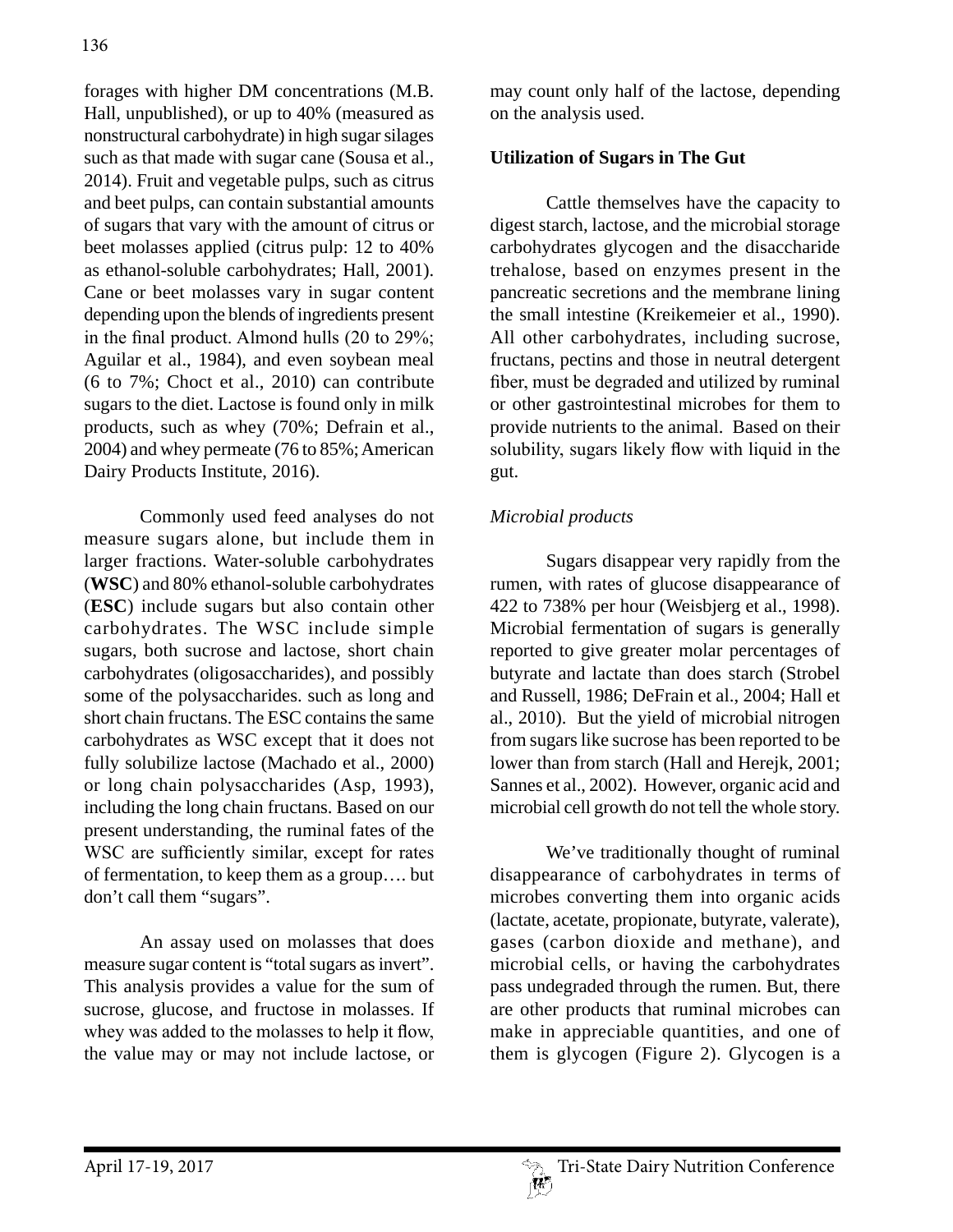forages with higher DM concentrations (M.B. Hall, unpublished), or up to 40% (measured as nonstructural carbohydrate) in high sugar silages such as that made with sugar cane (Sousa et al., 2014). Fruit and vegetable pulps, such as citrus and beet pulps, can contain substantial amounts of sugars that vary with the amount of citrus or beet molasses applied (citrus pulp: 12 to 40% as ethanol-soluble carbohydrates; Hall, 2001). Cane or beet molasses vary in sugar content depending upon the blends of ingredients present in the final product. Almond hulls (20 to 29%; Aguilar et al., 1984), and even soybean meal (6 to 7%; Choct et al., 2010) can contribute sugars to the diet. Lactose is found only in milk products, such as whey (70%; Defrain et al., 2004) and whey permeate (76 to 85%; American Dairy Products Institute, 2016).

Commonly used feed analyses do not measure sugars alone, but include them in larger fractions. Water-soluble carbohydrates (**WSC**) and 80% ethanol-soluble carbohydrates (**ESC**) include sugars but also contain other carbohydrates. The WSC include simple sugars, both sucrose and lactose, short chain carbohydrates (oligosaccharides), and possibly some of the polysaccharides. such as long and short chain fructans. The ESC contains the same carbohydrates as WSC except that it does not fully solubilize lactose (Machado et al., 2000) or long chain polysaccharides (Asp, 1993), including the long chain fructans. Based on our present understanding, the ruminal fates of the WSC are sufficiently similar, except for rates of fermentation, to keep them as a group…. but don't call them "sugars".

An assay used on molasses that does measure sugar content is "total sugars as invert". This analysis provides a value for the sum of sucrose, glucose, and fructose in molasses. If whey was added to the molasses to help it flow, the value may or may not include lactose, or may count only half of the lactose, depending on the analysis used.

**Utilization of Sugars in The Gut**

Cattle themselves have the capacity to digest starch, lactose, and the microbial storage carbohydrates glycogen and the disaccharide trehalose, based on enzymes present in the pancreatic secretions and the membrane lining the small intestine (Kreikemeier et al., 1990). All other carbohydrates, including sucrose, fructans, pectins and those in neutral detergent fiber, must be degraded and utilized by ruminal or other gastrointestinal microbes for them to provide nutrients to the animal. Based on their solubility, sugars likely flow with liquid in the gut.

*Microbial products*

Sugars disappear very rapidly from the rumen, with rates of glucose disappearance of 422 to 738% per hour (Weisbjerg et al., 1998). Microbial fermentation of sugars is generally reported to give greater molar percentages of butyrate and lactate than does starch (Strobel and Russell, 1986; DeFrain et al., 2004; Hall et al., 2010). But the yield of microbial nitrogen from sugars like sucrose has been reported to be lower than from starch (Hall and Herejk, 2001; Sannes et al., 2002). However, organic acid and microbial cell growth do not tell the whole story.

We've traditionally thought of ruminal disappearance of carbohydrates in terms of microbes converting them into organic acids (lactate, acetate, propionate, butyrate, valerate), gases (carbon dioxide and methane), and microbial cells, or having the carbohydrates pass undegraded through the rumen. But, there are other products that ruminal microbes can make in appreciable quantities, and one of them is glycogen (Figure 2). Glycogen is a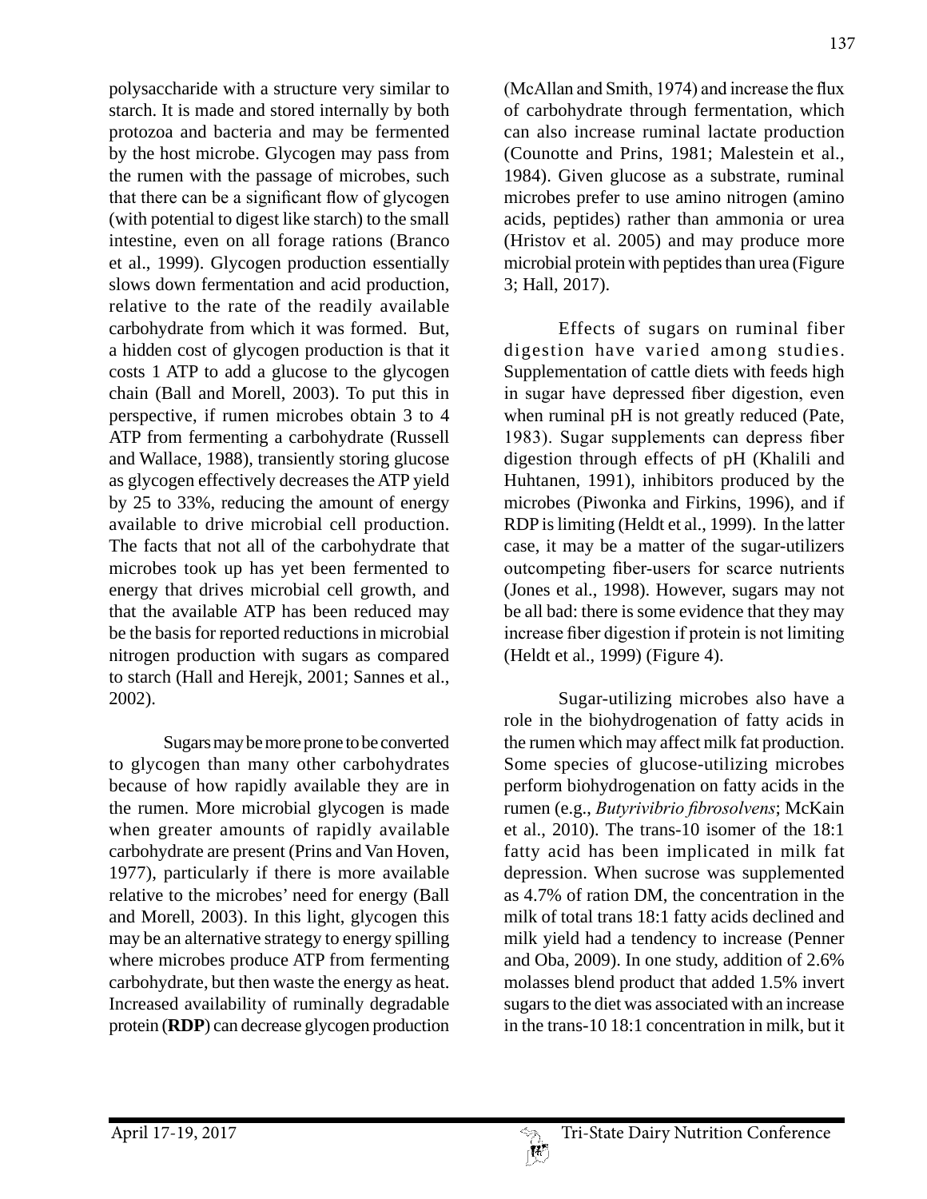polysaccharide with a structure very similar to starch. It is made and stored internally by both protozoa and bacteria and may be fermented by the host microbe. Glycogen may pass from the rumen with the passage of microbes, such that there can be a significant flow of glycogen (with potential to digest like starch) to the small intestine, even on all forage rations (Branco et al., 1999). Glycogen production essentially slows down fermentation and acid production, relative to the rate of the readily available carbohydrate from which it was formed. But, a hidden cost of glycogen production is that it costs 1 ATP to add a glucose to the glycogen chain (Ball and Morell, 2003). To put this in perspective, if rumen microbes obtain 3 to 4 ATP from fermenting a carbohydrate (Russell and Wallace, 1988), transiently storing glucose as glycogen effectively decreases the ATP yield by 25 to 33%, reducing the amount of energy available to drive microbial cell production. The facts that not all of the carbohydrate that microbes took up has yet been fermented to energy that drives microbial cell growth, and that the available ATP has been reduced may be the basis for reported reductions in microbial nitrogen production with sugars as compared to starch (Hall and Herejk, 2001; Sannes et al., 2002).

Sugars may be more prone to be converted to glycogen than many other carbohydrates because of how rapidly available they are in the rumen. More microbial glycogen is made when greater amounts of rapidly available carbohydrate are present (Prins and Van Hoven, 1977), particularly if there is more available relative to the microbes' need for energy (Ball and Morell, 2003). In this light, glycogen this may be an alternative strategy to energy spilling where microbes produce ATP from fermenting carbohydrate, but then waste the energy as heat. Increased availability of ruminally degradable protein (**RDP**) can decrease glycogen production (McAllan and Smith, 1974) and increase the flux of carbohydrate through fermentation, which can also increase ruminal lactate production (Counotte and Prins, 1981; Malestein et al., 1984). Given glucose as a substrate, ruminal microbes prefer to use amino nitrogen (amino acids, peptides) rather than ammonia or urea (Hristov et al. 2005) and may produce more microbial protein with peptides than urea (Figure 3; Hall, 2017).

Effects of sugars on ruminal fiber digestion have varied among studies. Supplementation of cattle diets with feeds high in sugar have depressed fiber digestion, even when ruminal pH is not greatly reduced (Pate, 1983). Sugar supplements can depress fiber digestion through effects of pH (Khalili and Huhtanen, 1991), inhibitors produced by the microbes (Piwonka and Firkins, 1996), and if RDP is limiting (Heldt et al., 1999). In the latter case, it may be a matter of the sugar-utilizers outcompeting fiber-users for scarce nutrients (Jones et al., 1998). However, sugars may not be all bad: there is some evidence that they may increase fiber digestion if protein is not limiting (Heldt et al., 1999) (Figure 4).

Sugar-utilizing microbes also have a role in the biohydrogenation of fatty acids in the rumen which may affect milk fat production. Some species of glucose-utilizing microbes perform biohydrogenation on fatty acids in the rumen (e.g., *Butyrivibrio fibrosolvens*; McKain et al., 2010). The trans-10 isomer of the 18:1 fatty acid has been implicated in milk fat depression. When sucrose was supplemented as 4.7% of ration DM, the concentration in the milk of total trans 18:1 fatty acids declined and milk yield had a tendency to increase (Penner and Oba, 2009). In one study, addition of 2.6% molasses blend product that added 1.5% invert sugars to the diet was associated with an increase in the trans-10 18:1 concentration in milk, but it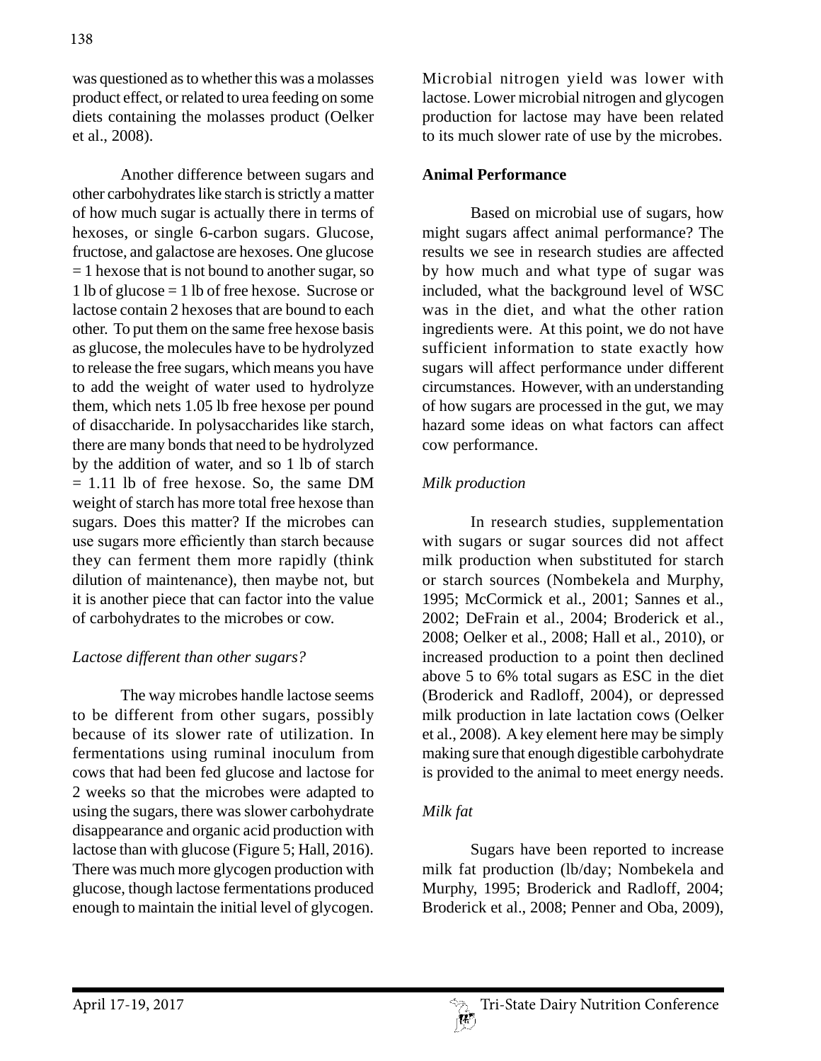was questioned as to whether this was a molasses product effect, or related to urea feeding on some diets containing the molasses product (Oelker et al., 2008).

Another difference between sugars and other carbohydrates like starch is strictly a matter of how much sugar is actually there in terms of hexoses, or single 6-carbon sugars. Glucose, fructose, and galactose are hexoses. One glucose = 1 hexose that is not bound to another sugar, so 1 lb of glucose = 1 lb of free hexose. Sucrose or lactose contain 2 hexoses that are bound to each other. To put them on the same free hexose basis as glucose, the molecules have to be hydrolyzed to release the free sugars, which means you have to add the weight of water used to hydrolyze them, which nets 1.05 lb free hexose per pound of disaccharide. In polysaccharides like starch, there are many bonds that need to be hydrolyzed by the addition of water, and so 1 lb of starch = 1.11 lb of free hexose. So, the same DM weight of starch has more total free hexose than sugars. Does this matter? If the microbes can use sugars more efficiently than starch because they can ferment them more rapidly (think dilution of maintenance), then maybe not, but it is another piece that can factor into the value of carbohydrates to the microbes or cow.

*Lactose different than other sugars?*

The way microbes handle lactose seems to be different from other sugars, possibly because of its slower rate of utilization. In fermentations using ruminal inoculum from cows that had been fed glucose and lactose for 2 weeks so that the microbes were adapted to using the sugars, there was slower carbohydrate disappearance and organic acid production with lactose than with glucose (Figure 5; Hall, 2016). There was much more glycogen production with glucose, though lactose fermentations produced enough to maintain the initial level of glycogen. Microbial nitrogen yield was lower with lactose. Lower microbial nitrogen and glycogen production for lactose may have been related to its much slower rate of use by the microbes.

**Animal Performance**

Based on microbial use of sugars, how might sugars affect animal performance? The results we see in research studies are affected by how much and what type of sugar was included, what the background level of WSC was in the diet, and what the other ration ingredients were. At this point, we do not have sufficient information to state exactly how sugars will affect performance under different circumstances. However, with an understanding of how sugars are processed in the gut, we may hazard some ideas on what factors can affect cow performance.

*Milk production*

In research studies, supplementation with sugars or sugar sources did not affect milk production when substituted for starch or starch sources (Nombekela and Murphy, 1995; McCormick et al., 2001; Sannes et al., 2002; DeFrain et al., 2004; Broderick et al., 2008; Oelker et al., 2008; Hall et al., 2010), or increased production to a point then declined above 5 to 6% total sugars as ESC in the diet (Broderick and Radloff, 2004), or depressed milk production in late lactation cows (Oelker et al., 2008). A key element here may be simply making sure that enough digestible carbohydrate is provided to the animal to meet energy needs.

*Milk fat*

Sugars have been reported to increase milk fat production (lb/day; Nombekela and Murphy, 1995; Broderick and Radloff, 2004; Broderick et al., 2008; Penner and Oba, 2009),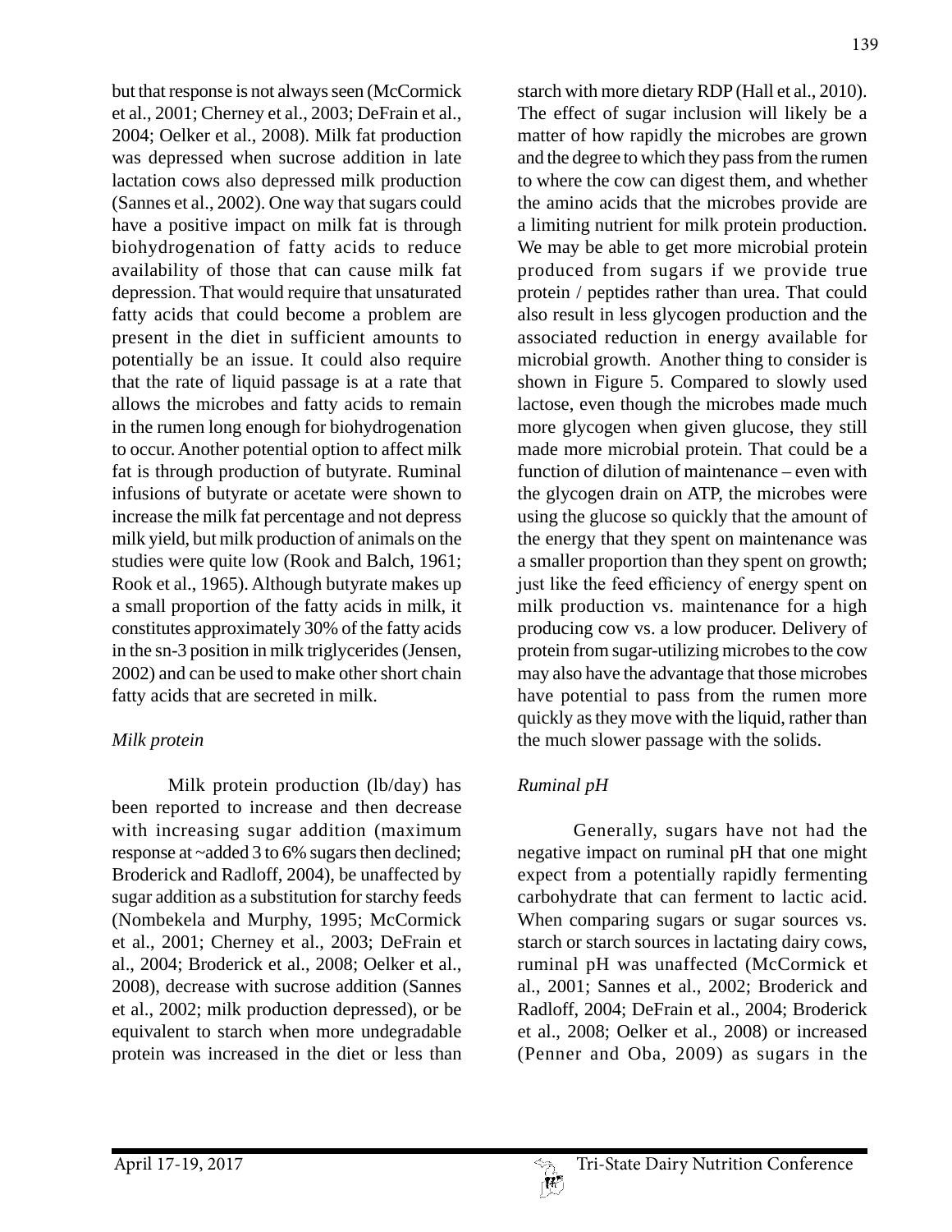but that response is not always seen (McCormick et al., 2001; Cherney et al., 2003; DeFrain et al., 2004; Oelker et al., 2008). Milk fat production was depressed when sucrose addition in late lactation cows also depressed milk production (Sannes et al., 2002). One way that sugars could have a positive impact on milk fat is through biohydrogenation of fatty acids to reduce availability of those that can cause milk fat depression. That would require that unsaturated fatty acids that could become a problem are present in the diet in sufficient amounts to potentially be an issue. It could also require that the rate of liquid passage is at a rate that allows the microbes and fatty acids to remain in the rumen long enough for biohydrogenation to occur. Another potential option to affect milk fat is through production of butyrate. Ruminal infusions of butyrate or acetate were shown to increase the milk fat percentage and not depress milk yield, but milk production of animals on the studies were quite low (Rook and Balch, 1961; Rook et al., 1965). Although butyrate makes up a small proportion of the fatty acids in milk, it constitutes approximately 30% of the fatty acids in the sn-3 position in milk triglycerides (Jensen, 2002) and can be used to make other short chain fatty acids that are secreted in milk.

*Milk protein*

Milk protein production (lb/day) has been reported to increase and then decrease with increasing sugar addition (maximum response at ~added 3 to 6% sugars then declined; Broderick and Radloff, 2004), be unaffected by sugar addition as a substitution for starchy feeds (Nombekela and Murphy, 1995; McCormick et al., 2001; Cherney et al., 2003; DeFrain et al., 2004; Broderick et al., 2008; Oelker et al., 2008), decrease with sucrose addition (Sannes et al., 2002; milk production depressed), or be equivalent to starch when more undegradable protein was increased in the diet or less than starch with more dietary RDP (Hall et al., 2010). The effect of sugar inclusion will likely be a matter of how rapidly the microbes are grown and the degree to which they pass from the rumen to where the cow can digest them, and whether the amino acids that the microbes provide are a limiting nutrient for milk protein production. We may be able to get more microbial protein produced from sugars if we provide true protein / peptides rather than urea. That could also result in less glycogen production and the associated reduction in energy available for microbial growth. Another thing to consider is shown in Figure 5. Compared to slowly used lactose, even though the microbes made much more glycogen when given glucose, they still made more microbial protein. That could be a function of dilution of maintenance – even with the glycogen drain on ATP, the microbes were using the glucose so quickly that the amount of the energy that they spent on maintenance was a smaller proportion than they spent on growth; just like the feed efficiency of energy spent on milk production vs. maintenance for a high producing cow vs. a low producer. Delivery of protein from sugar-utilizing microbes to the cow may also have the advantage that those microbes have potential to pass from the rumen more quickly as they move with the liquid, rather than the much slower passage with the solids.

*Ruminal pH*

Generally, sugars have not had the negative impact on ruminal pH that one might expect from a potentially rapidly fermenting carbohydrate that can ferment to lactic acid. When comparing sugars or sugar sources vs. starch or starch sources in lactating dairy cows, ruminal pH was unaffected (McCormick et al., 2001; Sannes et al., 2002; Broderick and Radloff, 2004; DeFrain et al., 2004; Broderick et al., 2008; Oelker et al., 2008) or increased (Penner and Oba, 2009) as sugars in the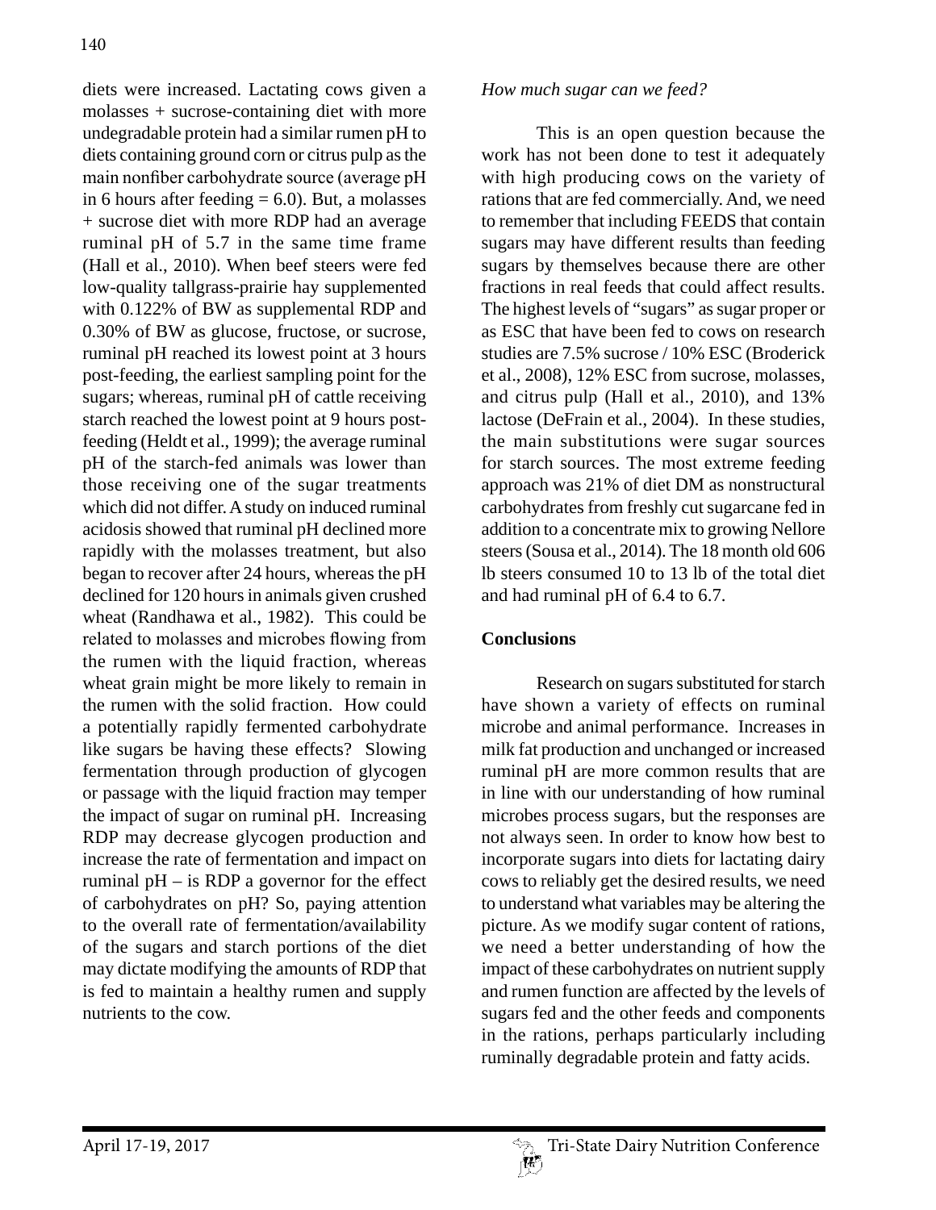diets were increased. Lactating cows given a molasses + sucrose-containing diet with more undegradable protein had a similar rumen pH to diets containing ground corn or citrus pulp as the main nonfiber carbohydrate source (average pH in 6 hours after feeding = 6.0). But, a molasses + sucrose diet with more RDP had an average ruminal pH of 5.7 in the same time frame (Hall et al., 2010). When beef steers were fed low-quality tallgrass-prairie hay supplemented with 0.122% of BW as supplemental RDP and 0.30% of BW as glucose, fructose, or sucrose, ruminal pH reached its lowest point at 3 hours post-feeding, the earliest sampling point for the sugars; whereas, ruminal pH of cattle receiving starch reached the lowest point at 9 hours post-feeding (Heldt et al., 1999); the average ruminal pH of the starch-fed animals was lower than those receiving one of the sugar treatments which did not differ. A study on induced ruminal acidosis showed that ruminal pH declined more rapidly with the molasses treatment, but also began to recover after 24 hours, whereas the pH declined for 120 hours in animals given crushed wheat (Randhawa et al., 1982). This could be related to molasses and microbes flowing from the rumen with the liquid fraction, whereas wheat grain might be more likely to remain in the rumen with the solid fraction. How could a potentially rapidly fermented carbohydrate like sugars be having these effects? Slowing fermentation through production of glycogen or passage with the liquid fraction may temper the impact of sugar on ruminal pH. Increasing RDP may decrease glycogen production and increase the rate of fermentation and impact on ruminal pH – is RDP a governor for the effect of carbohydrates on pH? So, paying attention to the overall rate of fermentation/availability of the sugars and starch portions of the diet may dictate modifying the amounts of RDP that is fed to maintain a healthy rumen and supply nutrients to the cow.

*How much sugar can we feed?*

This is an open question because the work has not been done to test it adequately with high producing cows on the variety of rations that are fed commercially. And, we need to remember that including FEEDS that contain sugars may have different results than feeding sugars by themselves because there are other fractions in real feeds that could affect results. The highest levels of "sugars" as sugar proper or as ESC that have been fed to cows on research studies are 7.5% sucrose / 10% ESC (Broderick et al., 2008), 12% ESC from sucrose, molasses, and citrus pulp (Hall et al., 2010), and 13% lactose (DeFrain et al., 2004). In these studies, the main substitutions were sugar sources for starch sources. The most extreme feeding approach was 21% of diet DM as nonstructural carbohydrates from freshly cut sugarcane fed in addition to a concentrate mix to growing Nellore steers (Sousa et al., 2014). The 18 month old 606 lb steers consumed 10 to 13 lb of the total diet and had ruminal pH of 6.4 to 6.7.

**Conclusions**

Research on sugars substituted for starch have shown a variety of effects on ruminal microbe and animal performance. Increases in milk fat production and unchanged or increased ruminal pH are more common results that are in line with our understanding of how ruminal microbes process sugars, but the responses are not always seen. In order to know how best to incorporate sugars into diets for lactating dairy cows to reliably get the desired results, we need to understand what variables may be altering the picture. As we modify sugar content of rations, we need a better understanding of how the impact of these carbohydrates on nutrient supply and rumen function are affected by the levels of sugars fed and the other feeds and components in the rations, perhaps particularly including ruminally degradable protein and fatty acids.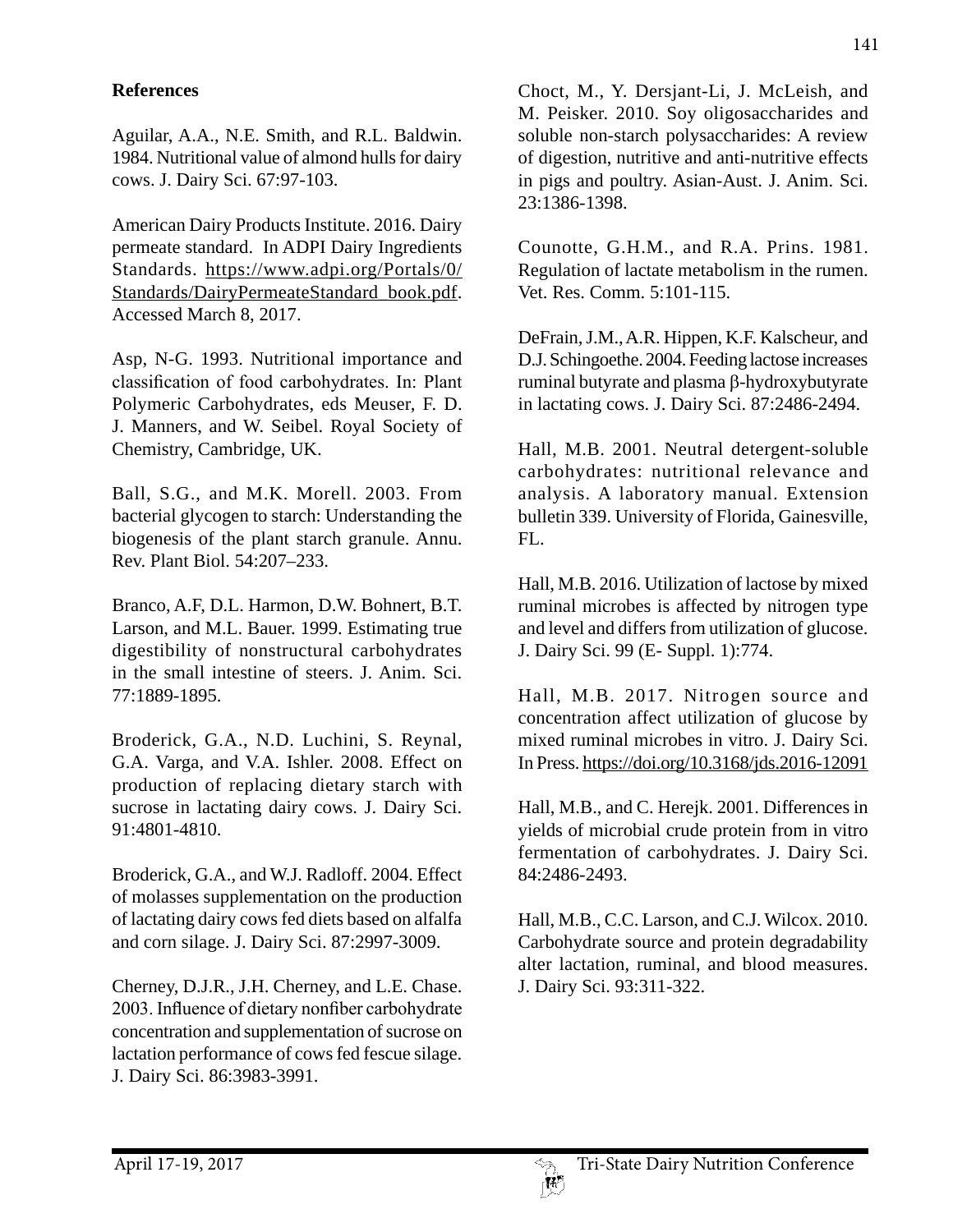**References**

Aguilar, A.A., N.E. Smith, and R.L. Baldwin. 1984. Nutritional value of almond hulls for dairy cows. J. Dairy Sci. 67:97-103.

American Dairy Products Institute. 2016. Dairy permeate standard. In ADPI Dairy Ingredients Standards. https://www.adpi.org/Portals/0/Standards/DairyPermeateStandard_book.pdf. Accessed March 8, 2017.

Asp, N-G. 1993. Nutritional importance and classification of food carbohydrates. In: Plant Polymeric Carbohydrates, eds Meuser, F. D. J. Manners, and W. Seibel. Royal Society of Chemistry, Cambridge, UK.

Ball, S.G., and M.K. Morell. 2003. From bacterial glycogen to starch: Understanding the biogenesis of the plant starch granule. Annu. Rev. Plant Biol. 54:207–233.

Branco, A.F, D.L. Harmon, D.W. Bohnert, B.T. Larson, and M.L. Bauer. 1999. Estimating true digestibility of nonstructural carbohydrates in the small intestine of steers. J. Anim. Sci. 77:1889-1895.

Broderick, G.A., N.D. Luchini, S. Reynal, G.A. Varga, and V.A. Ishler. 2008. Effect on production of replacing dietary starch with sucrose in lactating dairy cows. J. Dairy Sci. 91:4801-4810.

Broderick, G.A., and W.J. Radloff. 2004. Effect of molasses supplementation on the production of lactating dairy cows fed diets based on alfalfa and corn silage. J. Dairy Sci. 87:2997-3009.

Cherney, D.J.R., J.H. Cherney, and L.E. Chase. 2003. Influence of dietary nonfiber carbohydrate concentration and supplementation of sucrose on lactation performance of cows fed fescue silage. J. Dairy Sci. 86:3983-3991.

Choct, M., Y. Dersjant-Li, J. McLeish, and M. Peisker. 2010. Soy oligosaccharides and soluble non-starch polysaccharides: A review of digestion, nutritive and anti-nutritive effects in pigs and poultry. Asian-Aust. J. Anim. Sci. 23:1386-1398.

Counotte, G.H.M., and R.A. Prins. 1981. Regulation of lactate metabolism in the rumen. Vet. Res. Comm. 5:101-115.

DeFrain, J.M., A.R. Hippen, K.F. Kalscheur, and D.J. Schingoethe. 2004. Feeding lactose increases ruminal butyrate and plasma β-hydroxybutyrate in lactating cows. J. Dairy Sci. 87:2486-2494.

Hall, M.B. 2001. Neutral detergent-soluble carbohydrates: nutritional relevance and analysis. A laboratory manual. Extension bulletin 339. University of Florida, Gainesville, FL.

Hall, M.B. 2016. Utilization of lactose by mixed ruminal microbes is affected by nitrogen type and level and differs from utilization of glucose. J. Dairy Sci. 99 (E- Suppl. 1):774.

Hall, M.B. 2017. Nitrogen source and concentration affect utilization of glucose by mixed ruminal microbes in vitro. J. Dairy Sci. In Press. https://doi.org/10.3168/jds.2016-12091

Hall, M.B., and C. Herejk. 2001. Differences in yields of microbial crude protein from in vitro fermentation of carbohydrates. J. Dairy Sci. 84:2486-2493.

Hall, M.B., C.C. Larson, and C.J. Wilcox. 2010. Carbohydrate source and protein degradability alter lactation, ruminal, and blood measures. J. Dairy Sci. 93:311-322.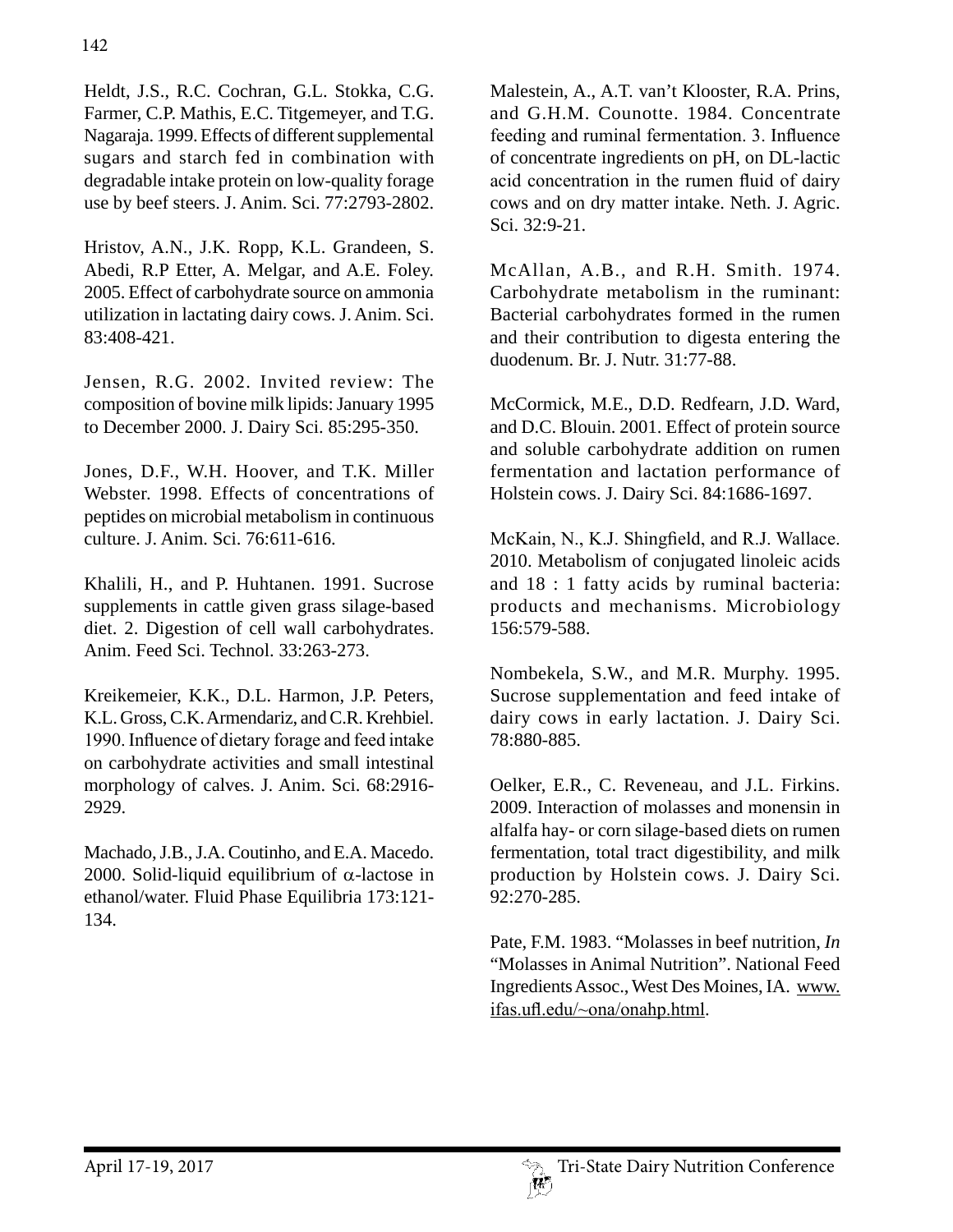Heldt, J.S., R.C. Cochran, G.L. Stokka, C.G. Farmer, C.P. Mathis, E.C. Titgemeyer, and T.G. Nagaraja. 1999. Effects of different supplemental sugars and starch fed in combination with degradable intake protein on low-quality forage use by beef steers. J. Anim. Sci. 77:2793-2802.

Hristov, A.N., J.K. Ropp, K.L. Grandeen, S. Abedi, R.P Etter, A. Melgar, and A.E. Foley. 2005. Effect of carbohydrate source on ammonia utilization in lactating dairy cows. J. Anim. Sci. 83:408-421.

Jensen, R.G. 2002. Invited review: The composition of bovine milk lipids: January 1995 to December 2000. J. Dairy Sci. 85:295-350.

Jones, D.F., W.H. Hoover, and T.K. Miller Webster. 1998. Effects of concentrations of peptides on microbial metabolism in continuous culture. J. Anim. Sci. 76:611-616.

Khalili, H., and P. Huhtanen. 1991. Sucrose supplements in cattle given grass silage-based diet. 2. Digestion of cell wall carbohydrates. Anim. Feed Sci. Technol. 33:263-273.

Kreikemeier, K.K., D.L. Harmon, J.P. Peters, K.L. Gross, C.K. Armendariz, and C.R. Krehbiel. 1990. Influence of dietary forage and feed intake on carbohydrate activities and small intestinal morphology of calves. J. Anim. Sci. 68:2916-2929.

Machado, J.B., J.A. Coutinho, and E.A. Macedo. 2000. Solid-liquid equilibrium of $\alpha$-lactose in ethanol/water. Fluid Phase Equilibria 173:121-134.

Malestein, A., A.T. van't Klooster, R.A. Prins, and G.H.M. Counotte. 1984. Concentrate feeding and ruminal fermentation. 3. Influence of concentrate ingredients on pH, on DL-lactic acid concentration in the rumen fluid of dairy cows and on dry matter intake. Neth. J. Agric. Sci. 32:9-21.

McAllan, A.B., and R.H. Smith. 1974. Carbohydrate metabolism in the ruminant: Bacterial carbohydrates formed in the rumen and their contribution to digesta entering the duodenum. Br. J. Nutr. 31:77-88.

McCormick, M.E., D.D. Redfearn, J.D. Ward, and D.C. Blouin. 2001. Effect of protein source and soluble carbohydrate addition on rumen fermentation and lactation performance of Holstein cows. J. Dairy Sci. 84:1686-1697.

McKain, N., K.J. Shingfield, and R.J. Wallace. 2010. Metabolism of conjugated linoleic acids and 18 : 1 fatty acids by ruminal bacteria: products and mechanisms. Microbiology 156:579-588.

Nombekela, S.W., and M.R. Murphy. 1995. Sucrose supplementation and feed intake of dairy cows in early lactation. J. Dairy Sci. 78:880-885.

Oelker, E.R., C. Reveneau, and J.L. Firkins. 2009. Interaction of molasses and monensin in alfalfa hay- or corn silage-based diets on rumen fermentation, total tract digestibility, and milk production by Holstein cows. J. Dairy Sci. 92:270-285.

Pate, F.M. 1983. "Molasses in beef nutrition, *In* "Molasses in Animal Nutrition". National Feed Ingredients Assoc., West Des Moines, IA. www.ifas.ufl.edu/~ona/onahp.html.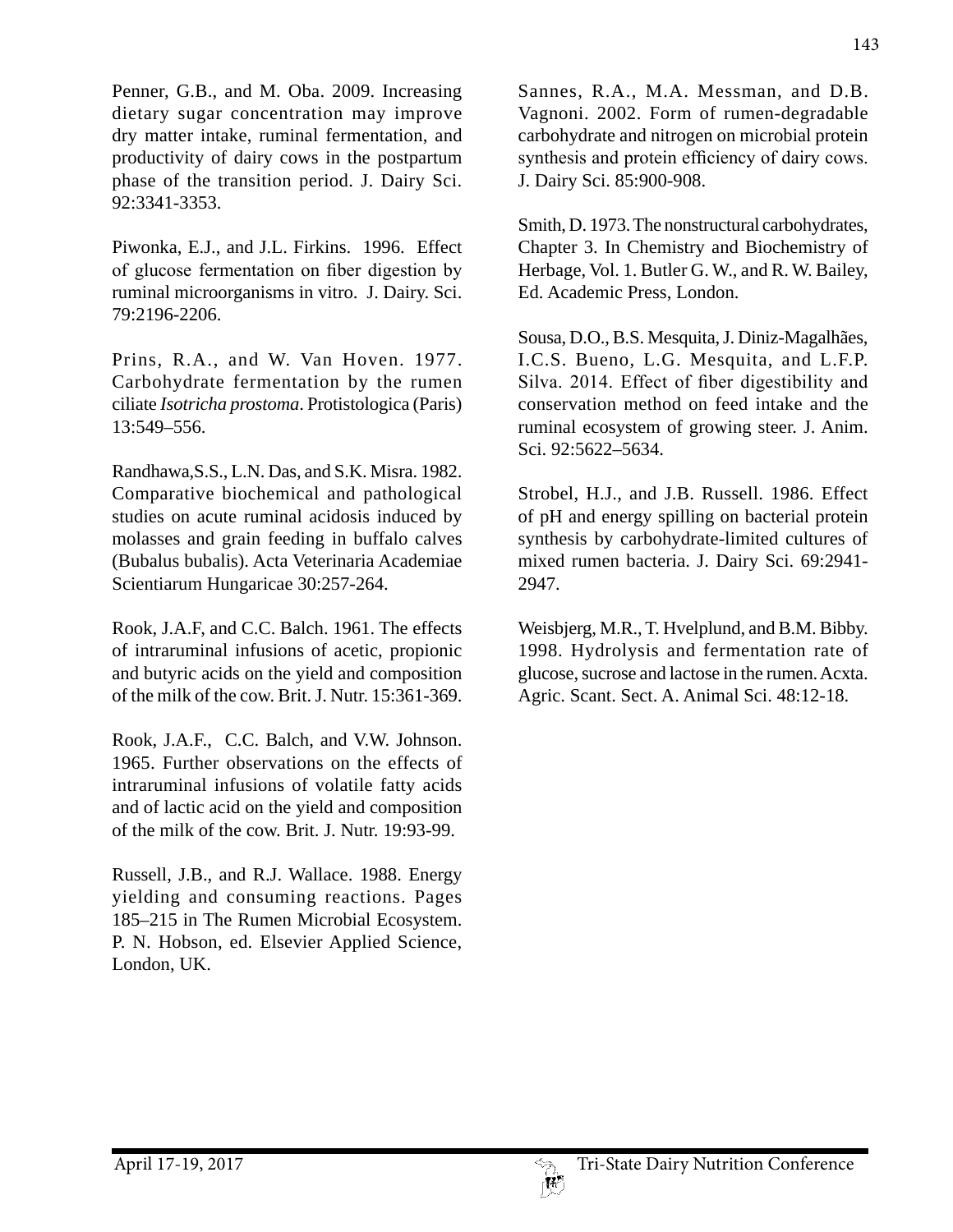Penner, G.B., and M. Oba. 2009. Increasing dietary sugar concentration may improve dry matter intake, ruminal fermentation, and productivity of dairy cows in the postpartum phase of the transition period. J. Dairy Sci. 92:3341-3353.

Piwonka, E.J., and J.L. Firkins. 1996. Effect of glucose fermentation on fiber digestion by ruminal microorganisms in vitro. J. Dairy. Sci. 79:2196-2206.

Prins, R.A., and W. Van Hoven. 1977. Carbohydrate fermentation by the rumen ciliate *Isotricha prostoma*. Protistologica (Paris) 13:549–556.

Randhawa,S.S., L.N. Das, and S.K. Misra. 1982. Comparative biochemical and pathological studies on acute ruminal acidosis induced by molasses and grain feeding in buffalo calves (Bubalus bubalis). Acta Veterinaria Academiae Scientiarum Hungaricae 30:257-264.

Rook, J.A.F, and C.C. Balch. 1961. The effects of intraruminal infusions of acetic, propionic and butyric acids on the yield and composition of the milk of the cow. Brit. J. Nutr. 15:361-369.

Rook, J.A.F., C.C. Balch, and V.W. Johnson. 1965. Further observations on the effects of intraruminal infusions of volatile fatty acids and of lactic acid on the yield and composition of the milk of the cow. Brit. J. Nutr. 19:93-99.

Russell, J.B., and R.J. Wallace. 1988. Energy yielding and consuming reactions. Pages 185–215 in The Rumen Microbial Ecosystem. P. N. Hobson, ed. Elsevier Applied Science, London, UK.

Sannes, R.A., M.A. Messman, and D.B. Vagnoni. 2002. Form of rumen-degradable carbohydrate and nitrogen on microbial protein synthesis and protein efficiency of dairy cows. J. Dairy Sci. 85:900-908.

Smith, D. 1973. The nonstructural carbohydrates, Chapter 3. In Chemistry and Biochemistry of Herbage, Vol. 1. Butler G. W., and R. W. Bailey, Ed. Academic Press, London.

Sousa, D.O., B.S. Mesquita, J. Diniz-Magalhães, I.C.S. Bueno, L.G. Mesquita, and L.F.P. Silva. 2014. Effect of fiber digestibility and conservation method on feed intake and the ruminal ecosystem of growing steer. J. Anim. Sci. 92:5622–5634.

Strobel, H.J., and J.B. Russell. 1986. Effect of pH and energy spilling on bacterial protein synthesis by carbohydrate-limited cultures of mixed rumen bacteria. J. Dairy Sci. 69:2941-2947.

Weisbjerg, M.R., T. Hvelplund, and B.M. Bibby. 1998. Hydrolysis and fermentation rate of glucose, sucrose and lactose in the rumen. Acxta. Agric. Scant. Sect. A. Animal Sci. 48:12-18.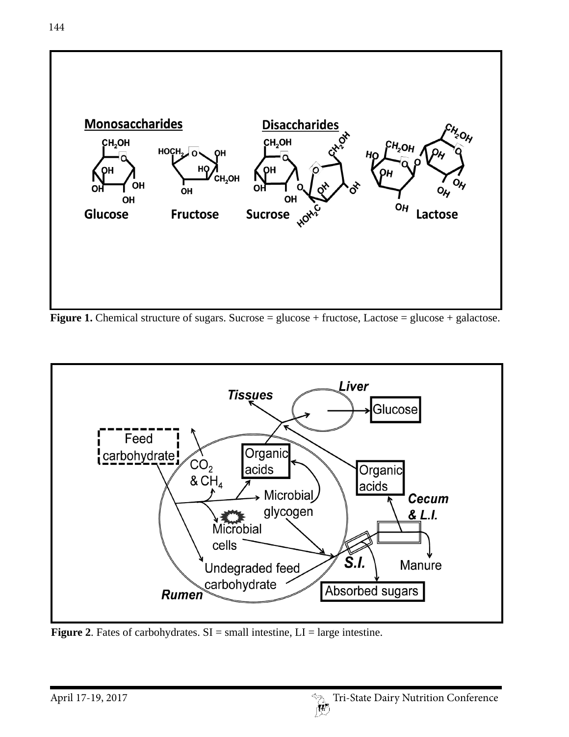**Figure 1.** Chemical structure of sugars. Sucrose = glucose + fructose, Lactose = glucose + galactose.

**Figure 2**. Fates of carbohydrates. SI = small intestine, LI = large intestine.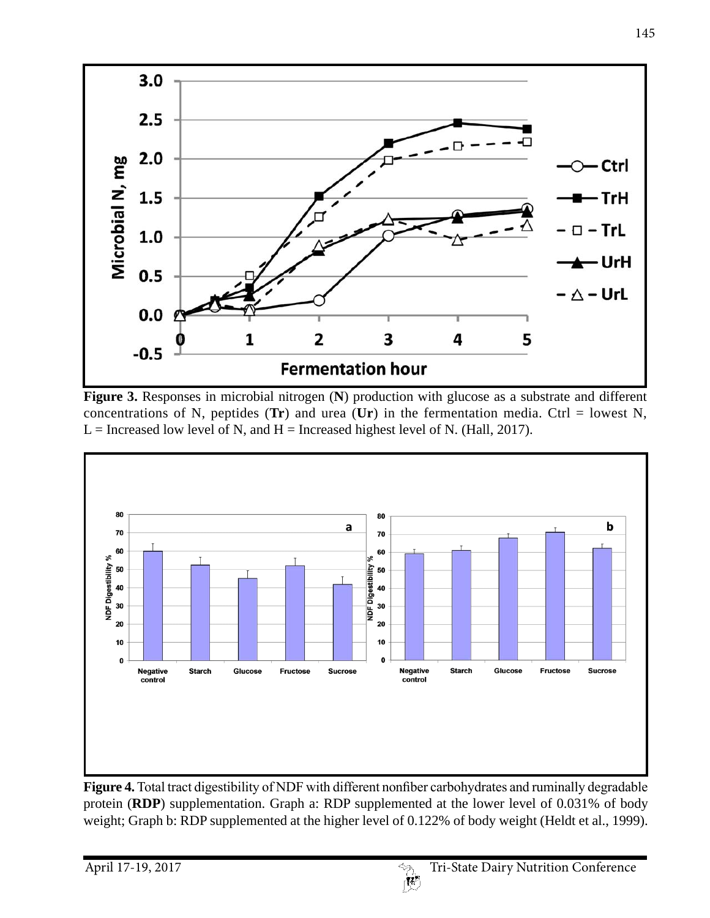**Figure 3.** Responses in microbial nitrogen (**N**) production with glucose as a substrate and different concentrations of N, peptides (**Tr**) and urea (**Ur**) in the fermentation media. Ctrl = lowest N, L = Increased low level of N, and H = Increased highest level of N. (Hall, 2017).

**Figure 4.** Total tract digestibility of NDF with different nonfiber carbohydrates and ruminally degradable protein (**RDP**) supplementation. Graph a: RDP supplemented at the lower level of 0.031% of body weight; Graph b: RDP supplemented at the higher level of 0.122% of body weight (Heldt et al., 1999).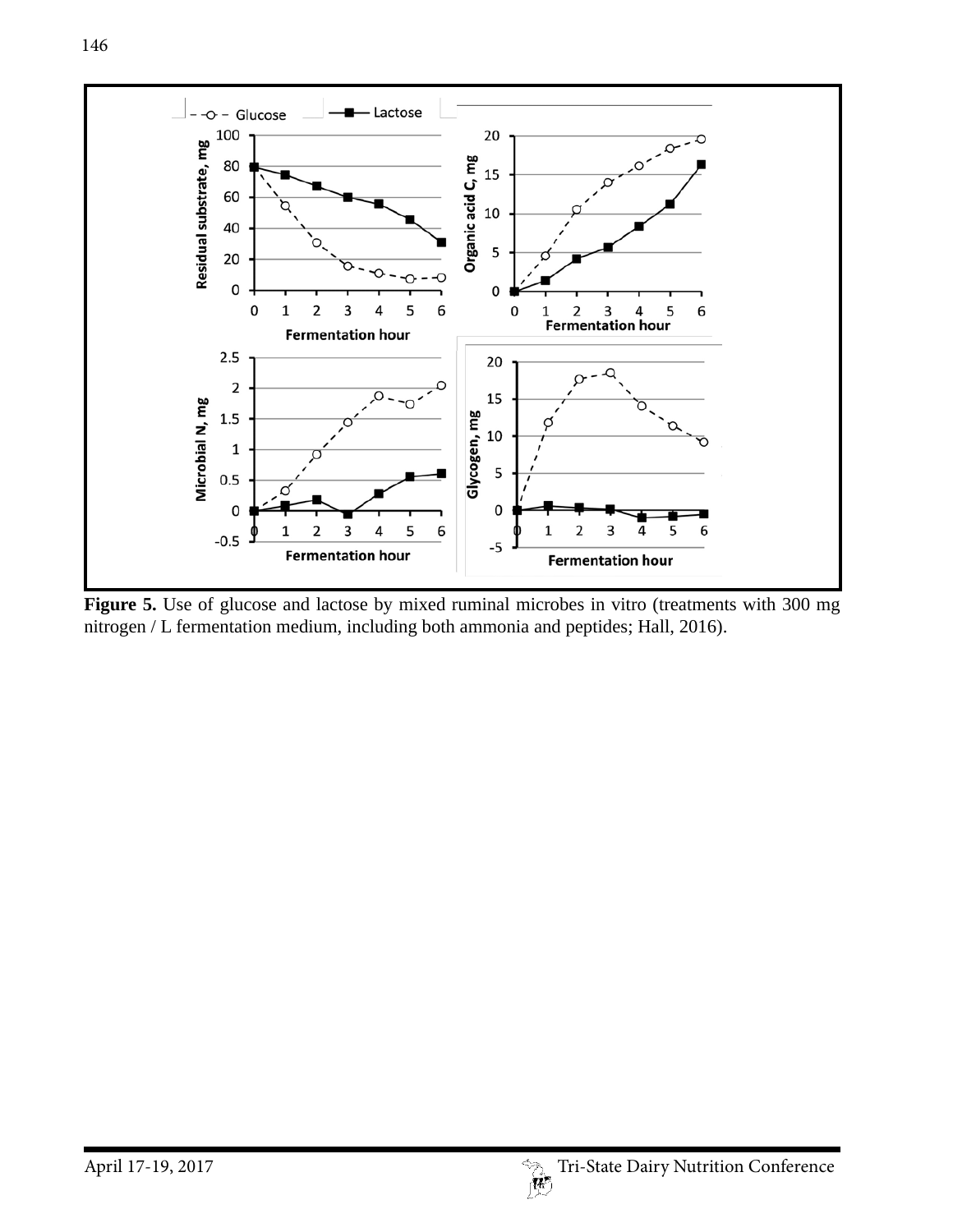- -○- - Glucose
—■— Lactose

Residual substrate, mg
100
80
60
40
20
0
0 1 2 3 4 5 6
Fermentation hour

Organic acid C, mg
20
15
10
5
0
0 1 2 3 4 5 6
Fermentation hour

Microbial N, mg
2.5
2
1.5
1
0.5
0
-0.5
0 1 2 3 4 5 6
Fermentation hour

Glycogen, mg
20
15
10
5
0
-5
0 1 2 3 4 5 6
Fermentation hour

**Figure 5.** Use of glucose and lactose by mixed ruminal microbes in vitro (treatments with 300 mg nitrogen / L fermentation medium, including both ammonia and peptides; Hall, 2016).